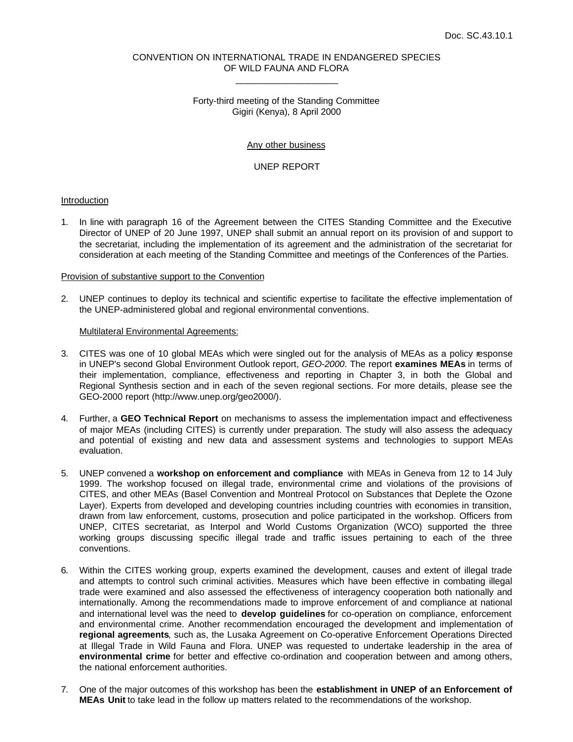Doc. SC.43.10.1

CONVENTION ON INTERNATIONAL TRADE IN ENDANGERED SPECIES
OF WILD FAUNA AND FLORA

\_\_\_\_\_\_\_\_\_\_\_\_\_\_\_\_\_\_\_\_

Forty-third meeting of the Standing Committee
Gigiri (Kenya), 8 April 2000

Any other business

UNEP REPORT

## Introduction

1. In line with paragraph 16 of the Agreement between the CITES Standing Committee and the Executive Director of UNEP of 20 June 1997, UNEP shall submit an annual report on its provision of and support to the secretariat, including the implementation of its agreement and the administration of the secretariat for consideration at each meeting of the Standing Committee and meetings of the Conferences of the Parties.

## Provision of substantive support to the Convention

2. UNEP continues to deploy its technical and scientific expertise to facilitate the effective implementation of the UNEP-administered global and regional environmental conventions.

### Multilateral Environmental Agreements:

3. CITES was one of 10 global MEAs which were singled out for the analysis of MEAs as a policy response in UNEP's second Global Environment Outlook report, *GEO-2000*. The report **examines MEAs** in terms of their implementation, compliance, effectiveness and reporting in Chapter 3, in both the Global and Regional Synthesis section and in each of the seven regional sections. For more details, please see the GEO-2000 report (http://www.unep.org/geo2000/).

4. Further, a **GEO Technical Report** on mechanisms to assess the implementation impact and effectiveness of major MEAs (including CITES) is currently under preparation. The study will also assess the adequacy and potential of existing and new data and assessment systems and technologies to support MEAs evaluation.

5. UNEP convened a **workshop on enforcement and compliance** with MEAs in Geneva from 12 to 14 July 1999. The workshop focused on illegal trade, environmental crime and violations of the provisions of CITES, and other MEAs (Basel Convention and Montreal Protocol on Substances that Deplete the Ozone Layer). Experts from developed and developing countries including countries with economies in transition, drawn from law enforcement, customs, prosecution and police participated in the workshop. Officers from UNEP, CITES secretariat, as Interpol and World Customs Organization (WCO) supported the three working groups discussing specific illegal trade and traffic issues pertaining to each of the three conventions.

6. Within the CITES working group, experts examined the development, causes and extent of illegal trade and attempts to control such criminal activities. Measures which have been effective in combating illegal trade were examined and also assessed the effectiveness of interagency cooperation both nationally and internationally. Among the recommendations made to improve enforcement of and compliance at national and international level was the need to **develop guidelines** for co-operation on compliance, enforcement and environmental crime. Another recommendation encouraged the development and implementation of **regional agreements**, such as, the Lusaka Agreement on Co-operative Enforcement Operations Directed at Illegal Trade in Wild Fauna and Flora. UNEP was requested to undertake leadership in the area of **environmental crime** for better and effective co-ordination and cooperation between and among others, the national enforcement authorities.

7. One of the major outcomes of this workshop has been the **establishment in UNEP of an Enforcement of MEAs Unit** to take lead in the follow up matters related to the recommendations of the workshop.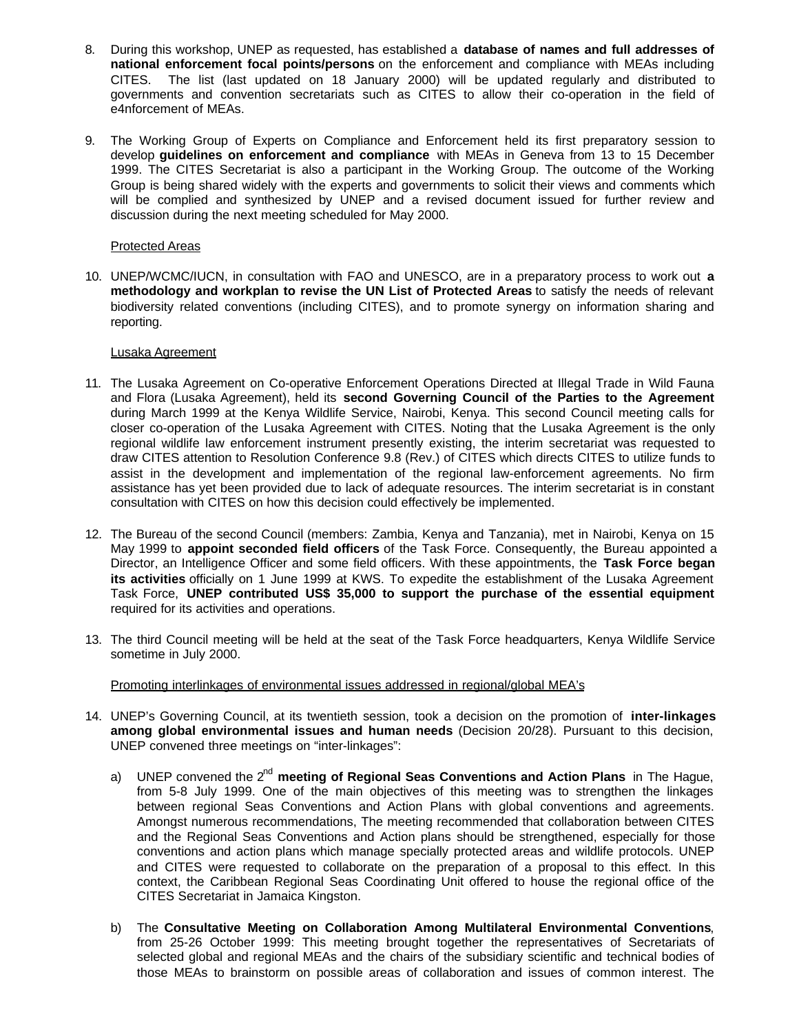8. During this workshop, UNEP as requested, has established a **database of names and full addresses of national enforcement focal points/persons** on the enforcement and compliance with MEAs including CITES. The list (last updated on 18 January 2000) will be updated regularly and distributed to governments and convention secretariats such as CITES to allow their co-operation in the field of e4nforcement of MEAs.

9. The Working Group of Experts on Compliance and Enforcement held its first preparatory session to develop **guidelines on enforcement and compliance** with MEAs in Geneva from 13 to 15 December 1999. The CITES Secretariat is also a participant in the Working Group. The outcome of the Working Group is being shared widely with the experts and governments to solicit their views and comments which will be complied and synthesized by UNEP and a revised document issued for further review and discussion during the next meeting scheduled for May 2000.

<u>Protected Areas</u>

10. UNEP/WCMC/IUCN, in consultation with FAO and UNESCO, are in a preparatory process to work out **a methodology and workplan to revise the UN List of Protected Areas** to satisfy the needs of relevant biodiversity related conventions (including CITES), and to promote synergy on information sharing and reporting.

<u>Lusaka Agreement</u>

11. The Lusaka Agreement on Co-operative Enforcement Operations Directed at Illegal Trade in Wild Fauna and Flora (Lusaka Agreement), held its **second Governing Council of the Parties to the Agreement** during March 1999 at the Kenya Wildlife Service, Nairobi, Kenya. This second Council meeting calls for closer co-operation of the Lusaka Agreement with CITES. Noting that the Lusaka Agreement is the only regional wildlife law enforcement instrument presently existing, the interim secretariat was requested to draw CITES attention to Resolution Conference 9.8 (Rev.) of CITES which directs CITES to utilize funds to assist in the development and implementation of the regional law-enforcement agreements. No firm assistance has yet been provided due to lack of adequate resources. The interim secretariat is in constant consultation with CITES on how this decision could effectively be implemented.

12. The Bureau of the second Council (members: Zambia, Kenya and Tanzania), met in Nairobi, Kenya on 15 May 1999 to **appoint seconded field officers** of the Task Force. Consequently, the Bureau appointed a Director, an Intelligence Officer and some field officers. With these appointments, the **Task Force began its activities** officially on 1 June 1999 at KWS. To expedite the establishment of the Lusaka Agreement Task Force, **UNEP contributed US$ 35,000 to support the purchase of the essential equipment** required for its activities and operations.

13. The third Council meeting will be held at the seat of the Task Force headquarters, Kenya Wildlife Service sometime in July 2000.

<u>Promoting interlinkages of environmental issues addressed in regional/global MEA's</u>

14. UNEP's Governing Council, at its twentieth session, took a decision on the promotion of **inter-linkages among global environmental issues and human needs** (Decision 20/28). Pursuant to this decision, UNEP convened three meetings on "inter-linkages":

    a) UNEP convened the 2nd **meeting of Regional Seas Conventions and Action Plans** in The Hague, from 5-8 July 1999. One of the main objectives of this meeting was to strengthen the linkages between regional Seas Conventions and Action Plans with global conventions and agreements. Amongst numerous recommendations, The meeting recommended that collaboration between CITES and the Regional Seas Conventions and Action plans should be strengthened, especially for those conventions and action plans which manage specially protected areas and wildlife protocols. UNEP and CITES were requested to collaborate on the preparation of a proposal to this effect. In this context, the Caribbean Regional Seas Coordinating Unit offered to house the regional office of the CITES Secretariat in Jamaica Kingston.

    b) The **Consultative Meeting on Collaboration Among Multilateral Environmental Conventions**, from 25-26 October 1999: This meeting brought together the representatives of Secretariats of selected global and regional MEAs and the chairs of the subsidiary scientific and technical bodies of those MEAs to brainstorm on possible areas of collaboration and issues of common interest. The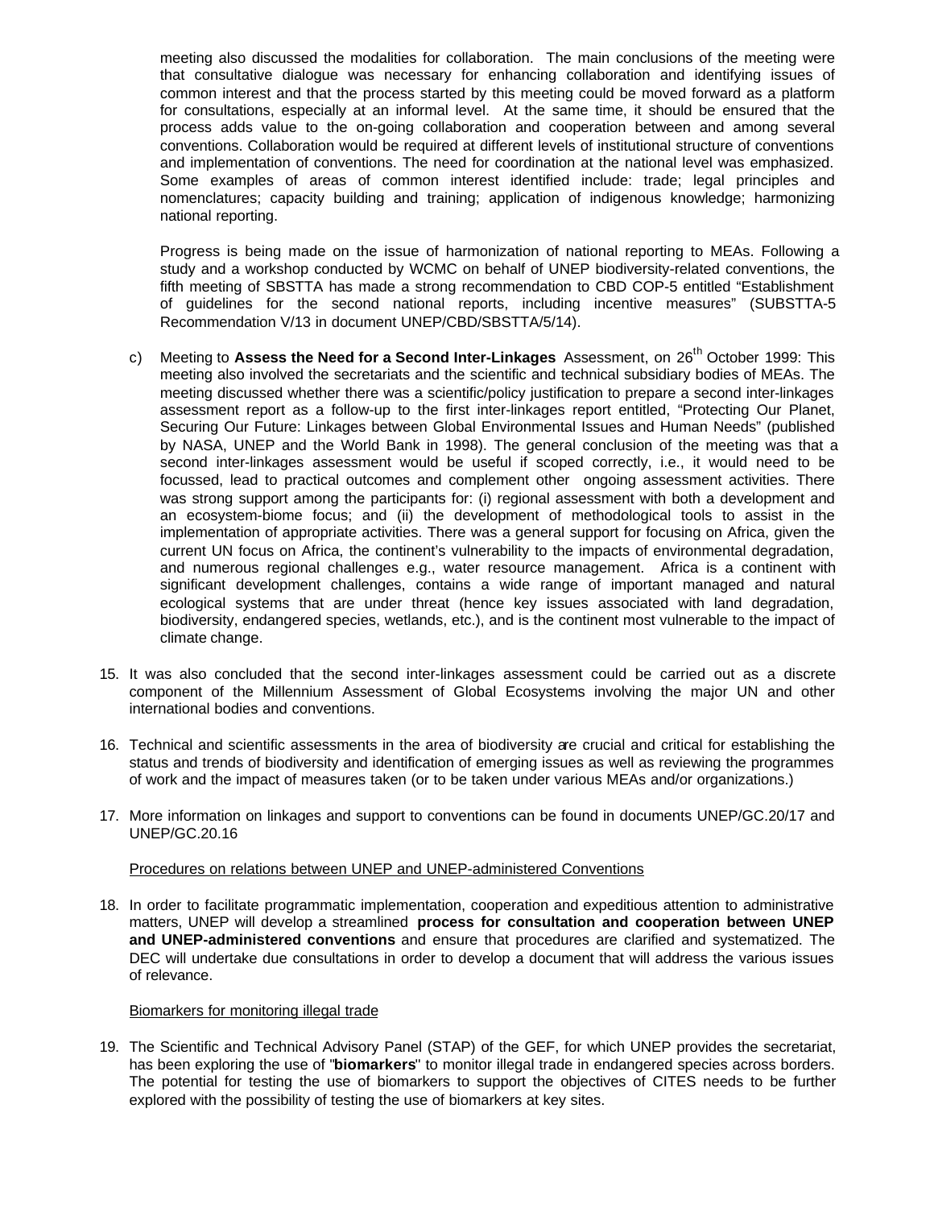meeting also discussed the modalities for collaboration. The main conclusions of the meeting were that consultative dialogue was necessary for enhancing collaboration and identifying issues of common interest and that the process started by this meeting could be moved forward as a platform for consultations, especially at an informal level. At the same time, it should be ensured that the process adds value to the on-going collaboration and cooperation between and among several conventions. Collaboration would be required at different levels of institutional structure of conventions and implementation of conventions. The need for coordination at the national level was emphasized. Some examples of areas of common interest identified include: trade; legal principles and nomenclatures; capacity building and training; application of indigenous knowledge; harmonizing national reporting.

Progress is being made on the issue of harmonization of national reporting to MEAs. Following a study and a workshop conducted by WCMC on behalf of UNEP biodiversity-related conventions, the fifth meeting of SBSTTA has made a strong recommendation to CBD COP-5 entitled "Establishment of guidelines for the second national reports, including incentive measures" (SUBSTTA-5 Recommendation V/13 in document UNEP/CBD/SBSTTA/5/14).

c) Meeting to **Assess the Need for a Second Inter-Linkages** Assessment, on 26th October 1999: This meeting also involved the secretariats and the scientific and technical subsidiary bodies of MEAs. The meeting discussed whether there was a scientific/policy justification to prepare a second inter-linkages assessment report as a follow-up to the first inter-linkages report entitled, "Protecting Our Planet, Securing Our Future: Linkages between Global Environmental Issues and Human Needs" (published by NASA, UNEP and the World Bank in 1998). The general conclusion of the meeting was that a second inter-linkages assessment would be useful if scoped correctly, i.e., it would need to be focussed, lead to practical outcomes and complement other ongoing assessment activities. There was strong support among the participants for: (i) regional assessment with both a development and an ecosystem-biome focus; and (ii) the development of methodological tools to assist in the implementation of appropriate activities. There was a general support for focusing on Africa, given the current UN focus on Africa, the continent's vulnerability to the impacts of environmental degradation, and numerous regional challenges e.g., water resource management. Africa is a continent with significant development challenges, contains a wide range of important managed and natural ecological systems that are under threat (hence key issues associated with land degradation, biodiversity, endangered species, wetlands, etc.), and is the continent most vulnerable to the impact of climate change.

15. It was also concluded that the second inter-linkages assessment could be carried out as a discrete component of the Millennium Assessment of Global Ecosystems involving the major UN and other international bodies and conventions.

16. Technical and scientific assessments in the area of biodiversity are crucial and critical for establishing the status and trends of biodiversity and identification of emerging issues as well as reviewing the programmes of work and the impact of measures taken (or to be taken under various MEAs and/or organizations.)

17. More information on linkages and support to conventions can be found in documents UNEP/GC.20/17 and UNEP/GC.20.16

Procedures on relations between UNEP and UNEP-administered Conventions

18. In order to facilitate programmatic implementation, cooperation and expeditious attention to administrative matters, UNEP will develop a streamlined **process for consultation and cooperation between UNEP and UNEP-administered conventions** and ensure that procedures are clarified and systematized. The DEC will undertake due consultations in order to develop a document that will address the various issues of relevance.

Biomarkers for monitoring illegal trade

19. The Scientific and Technical Advisory Panel (STAP) of the GEF, for which UNEP provides the secretariat, has been exploring the use of "**biomarkers**" to monitor illegal trade in endangered species across borders. The potential for testing the use of biomarkers to support the objectives of CITES needs to be further explored with the possibility of testing the use of biomarkers at key sites.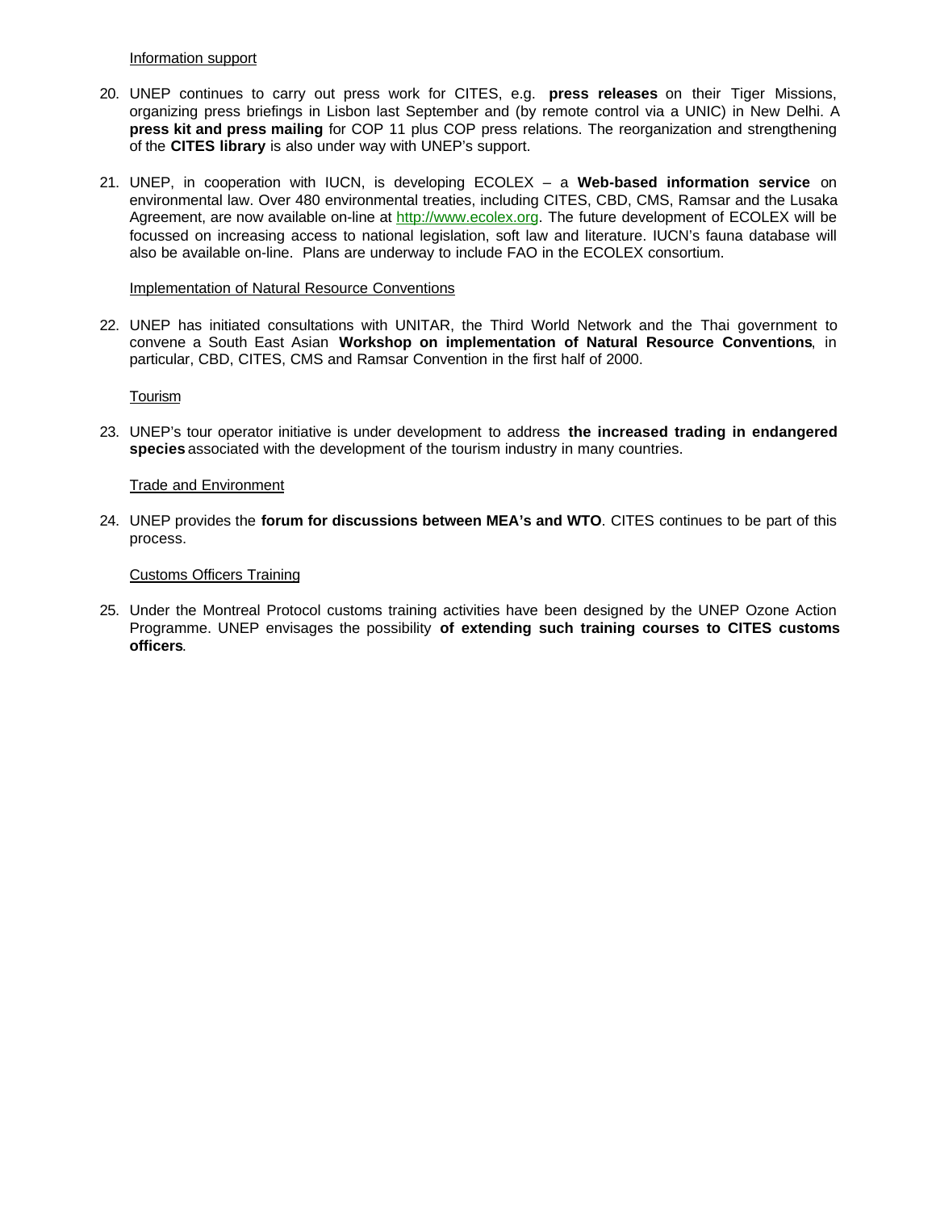Information support

20. UNEP continues to carry out press work for CITES, e.g. **press releases** on their Tiger Missions, organizing press briefings in Lisbon last September and (by remote control via a UNIC) in New Delhi. A **press kit and press mailing** for COP 11 plus COP press relations. The reorganization and strengthening of the **CITES library** is also under way with UNEP's support.

21. UNEP, in cooperation with IUCN, is developing ECOLEX – a **Web-based information service** on environmental law. Over 480 environmental treaties, including CITES, CBD, CMS, Ramsar and the Lusaka Agreement, are now available on-line at http://www.ecolex.org. The future development of ECOLEX will be focussed on increasing access to national legislation, soft law and literature. IUCN's fauna database will also be available on-line. Plans are underway to include FAO in the ECOLEX consortium.

Implementation of Natural Resource Conventions

22. UNEP has initiated consultations with UNITAR, the Third World Network and the Thai government to convene a South East Asian **Workshop on implementation of Natural Resource Conventions**, in particular, CBD, CITES, CMS and Ramsar Convention in the first half of 2000.

Tourism

23. UNEP's tour operator initiative is under development to address **the increased trading in endangered species** associated with the development of the tourism industry in many countries.

Trade and Environment

24. UNEP provides the **forum for discussions between MEA's and WTO**. CITES continues to be part of this process.

Customs Officers Training

25. Under the Montreal Protocol customs training activities have been designed by the UNEP Ozone Action Programme. UNEP envisages the possibility **of extending such training courses to CITES customs officers**.